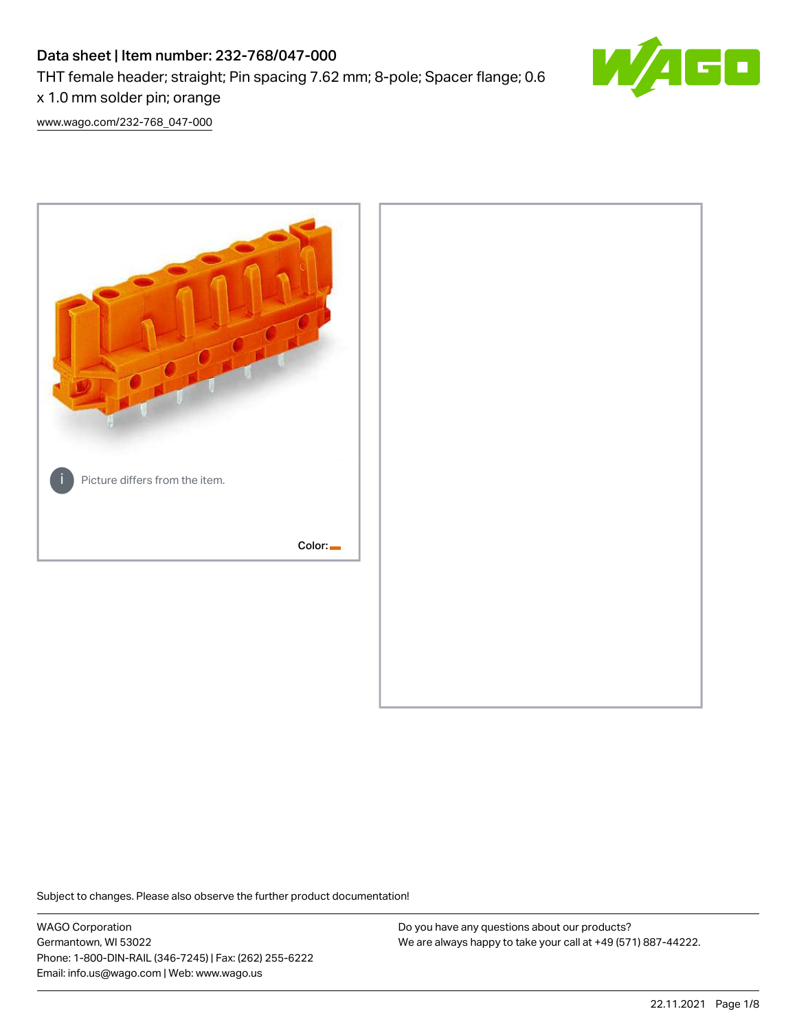# Data sheet | Item number: 232-768/047-000

THT female header; straight; Pin spacing 7.62 mm; 8-pole; Spacer flange; 0.6 x 1.0 mm solder pin; orange

www.wago.com/232-768_047-000

Picture differs from the item.

Color:

Subject to changes. Please also observe the further product documentation!

WAGO Corporation
Germantown, WI 53022
Phone: 1-800-DIN-RAIL (346-7245) | Fax: (262) 255-6222
Email: info.us@wago.com | Web: www.wago.us

Do you have any questions about our products?
We are always happy to take your call at +49 (571) 887-44222.

22.11.2021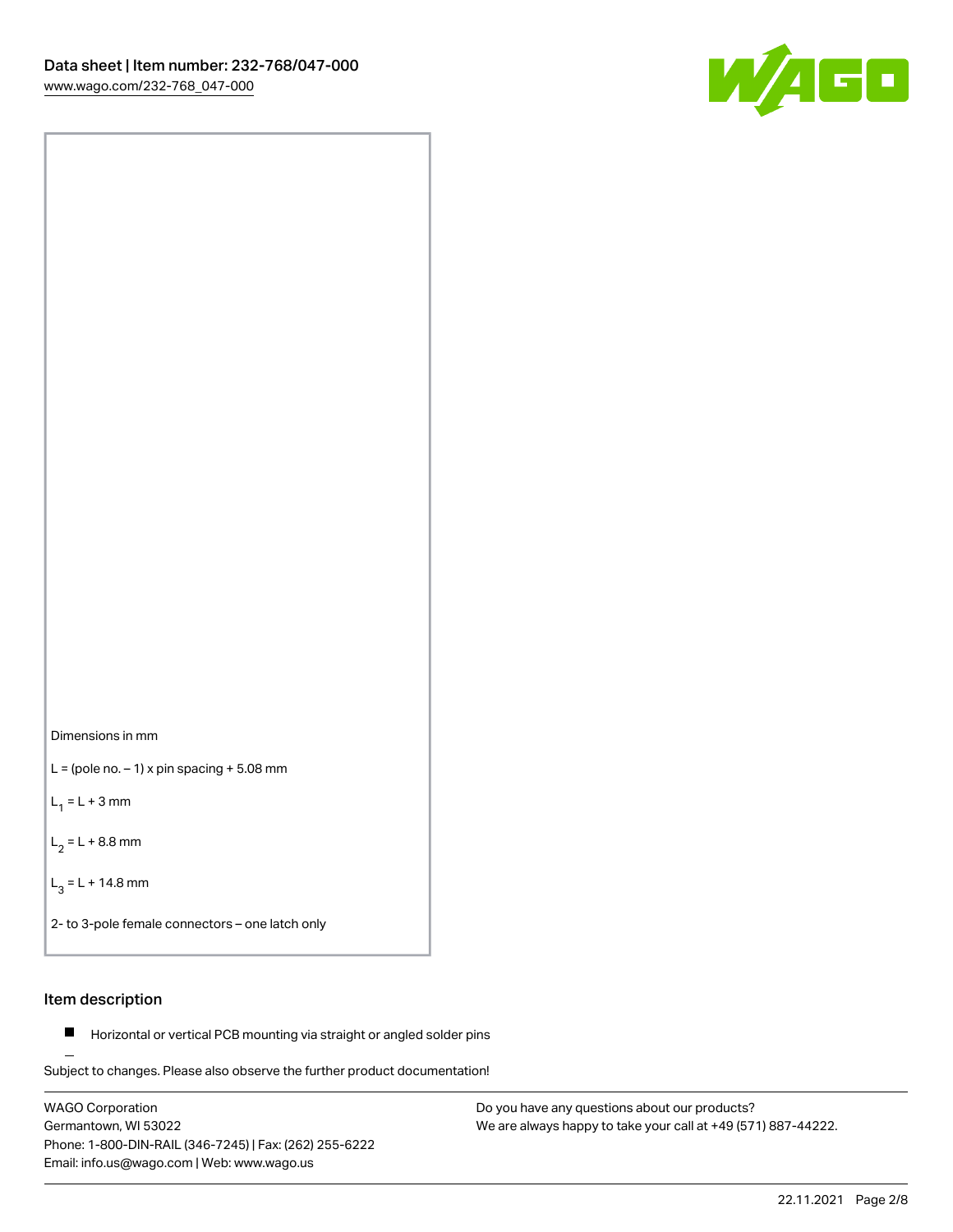Dimensions in mm

L = (pole no. – 1) x pin spacing + 5.08 mm

$L_1$ = L + 3 mm

$L_2$ = L + 8.8 mm

$L_3$ = L + 14.8 mm

2- to 3-pole female connectors – one latch only

## Item description

- Horizontal or vertical PCB mounting via straight or angled solder pins

Subject to changes. Please also observe the further product documentation!

WAGO Corporation
Germantown, WI 53022
Phone: 1-800-DIN-RAIL (346-7245) | Fax: (262) 255-6222
Email: info.us@wago.com | Web: www.wago.us

Do you have any questions about our products?
We are always happy to take your call at +49 (571) 887-44222.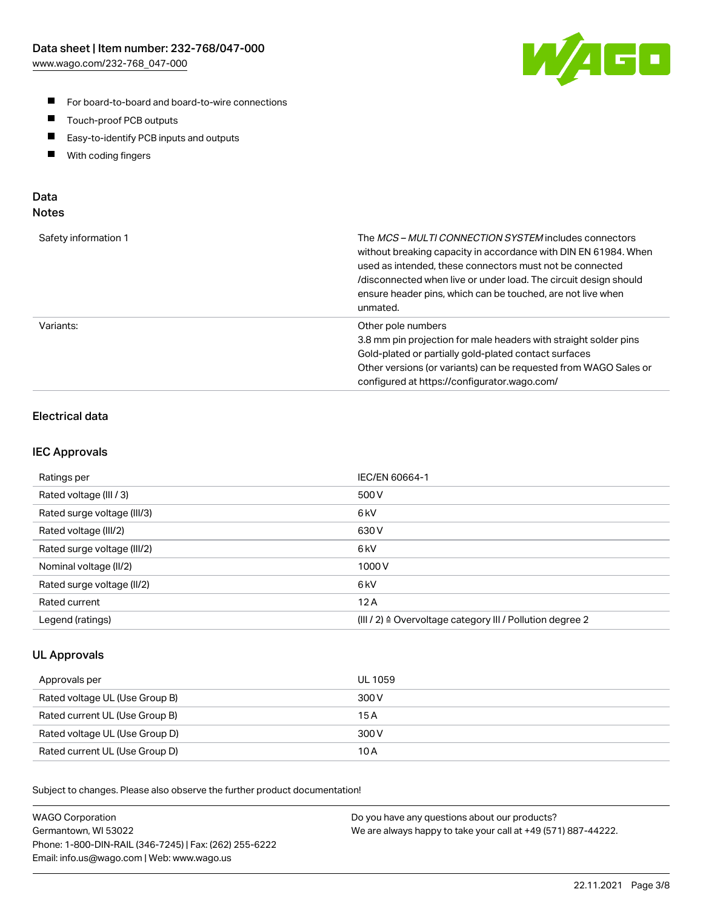- For board-to-board and board-to-wire connections
- Touch-proof PCB outputs
- Easy-to-identify PCB inputs and outputs
- With coding fingers

## Data
### Notes

| | |
|---|---|
| Safety information 1 | The *MCS – MULTI CONNECTION SYSTEM* includes connectors without breaking capacity in accordance with DIN EN 61984. When used as intended, these connectors must not be connected /disconnected when live or under load. The circuit design should ensure header pins, which can be touched, are not live when unmated. |
| Variants: | Other pole numbers<br>3.8 mm pin projection for male headers with straight solder pins<br>Gold-plated or partially gold-plated contact surfaces<br>Other versions (or variants) can be requested from WAGO Sales or configured at https://configurator.wago.com/ |

### Electrical data

### IEC Approvals

| | |
|---|---|
| Ratings per | IEC/EN 60664-1 |
| Rated voltage (III / 3) | 500 V |
| Rated surge voltage (III/3) | 6 kV |
| Rated voltage (III/2) | 630 V |
| Rated surge voltage (III/2) | 6 kV |
| Nominal voltage (II/2) | 1000 V |
| Rated surge voltage (II/2) | 6 kV |
| Rated current | 12 A |
| Legend (ratings) | (III / 2) ≙ Overvoltage category III / Pollution degree 2 |

### UL Approvals

| | |
|---|---|
| Approvals per | UL 1059 |
| Rated voltage UL (Use Group B) | 300 V |
| Rated current UL (Use Group B) | 15 A |
| Rated voltage UL (Use Group D) | 300 V |
| Rated current UL (Use Group D) | 10 A |

Subject to changes. Please also observe the further product documentation!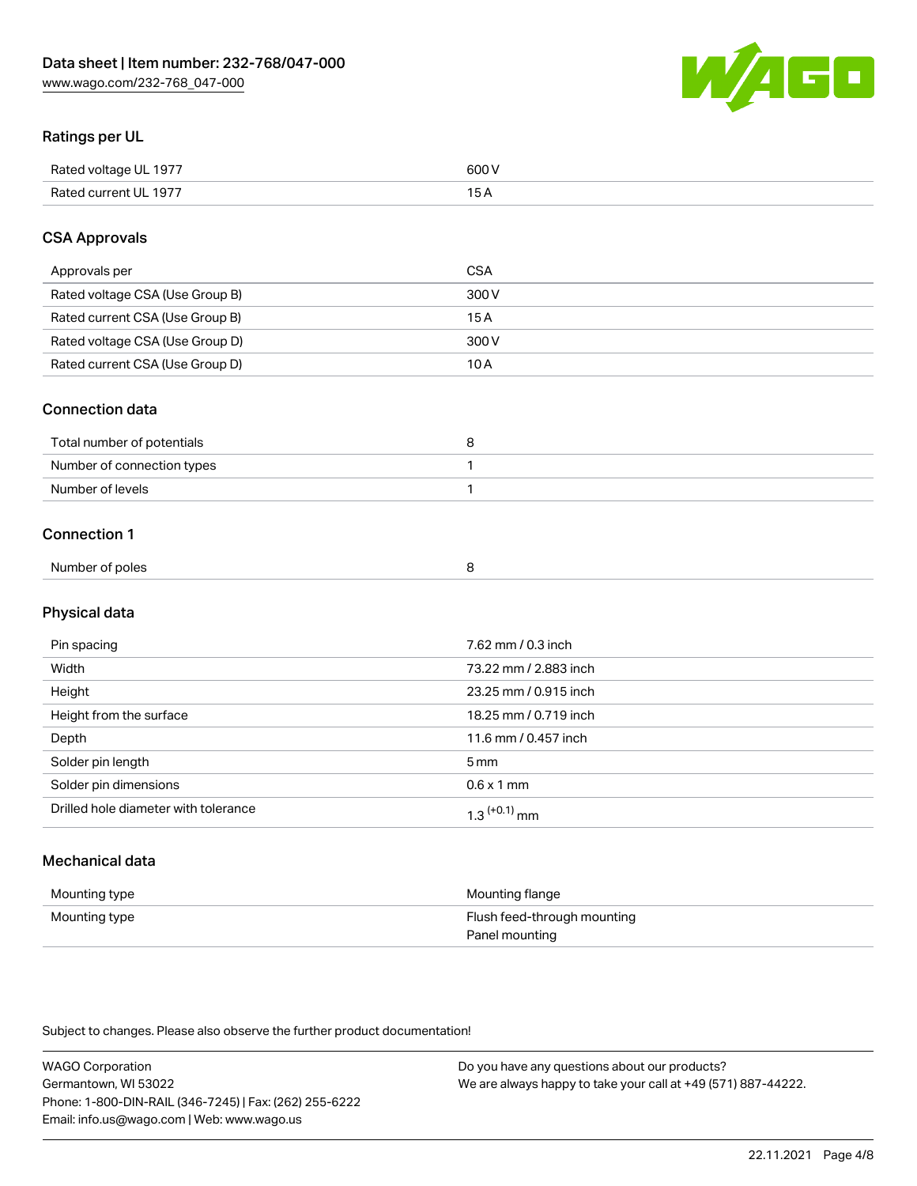## Ratings per UL

| | |
|---|---|
| Rated voltage UL 1977 | 600 V |
| Rated current UL 1977 | 15 A |

## CSA Approvals

| | |
|---|---|
| Approvals per | CSA |
| Rated voltage CSA (Use Group B) | 300 V |
| Rated current CSA (Use Group B) | 15 A |
| Rated voltage CSA (Use Group D) | 300 V |
| Rated current CSA (Use Group D) | 10 A |

## Connection data

| | |
|---|---|
| Total number of potentials | 8 |
| Number of connection types | 1 |
| Number of levels | 1 |

## Connection 1

| | |
|---|---|
| Number of poles | 8 |

## Physical data

| | |
|---|---|
| Pin spacing | 7.62 mm / 0.3 inch |
| Width | 73.22 mm / 2.883 inch |
| Height | 23.25 mm / 0.915 inch |
| Height from the surface | 18.25 mm / 0.719 inch |
| Depth | 11.6 mm / 0.457 inch |
| Solder pin length | 5 mm |
| Solder pin dimensions | 0.6 x 1 mm |
| Drilled hole diameter with tolerance | $1.3^{(+0.1)}$ mm |

## Mechanical data

| | |
|---|---|
| Mounting type | Mounting flange |
| Mounting type | Flush feed-through mounting<br>Panel mounting |

Subject to changes. Please also observe the further product documentation!

WAGO Corporation
Germantown, WI 53022
Phone: 1-800-DIN-RAIL (346-7245) | Fax: (262) 255-6222
Email: info.us@wago.com | Web: www.wago.us

Do you have any questions about our products?
We are always happy to take your call at +49 (571) 887-44222.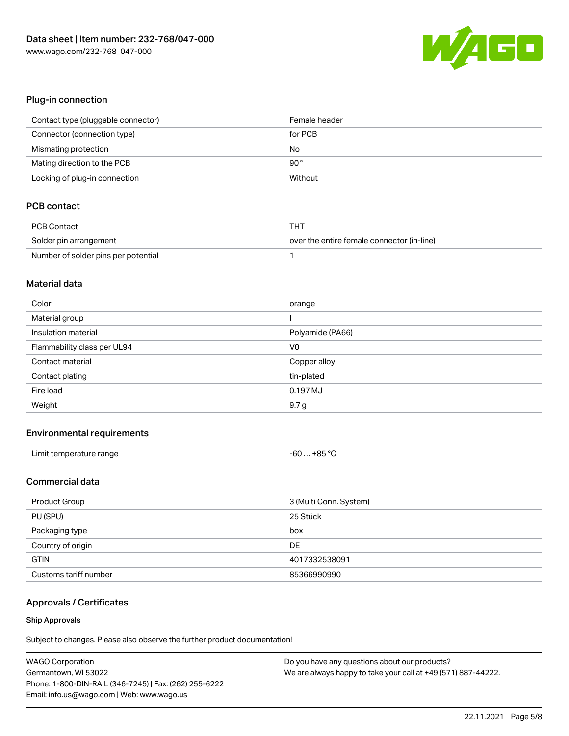## Plug-in connection

| | |
|---|---|
| Contact type (pluggable connector) | Female header |
| Connector (connection type) | for PCB |
| Mismating protection | No |
| Mating direction to the PCB | 90° |
| Locking of plug-in connection | Without |

## PCB contact

| | |
|---|---|
| PCB Contact | THT |
| Solder pin arrangement | over the entire female connector (in-line) |
| Number of solder pins per potential | 1 |

## Material data

| | |
|---|---|
| Color | orange |
| Material group | I |
| Insulation material | Polyamide (PA66) |
| Flammability class per UL94 | V0 |
| Contact material | Copper alloy |
| Contact plating | tin-plated |
| Fire load | 0.197 MJ |
| Weight | 9.7 g |

## Environmental requirements

| | |
|---|---|
| Limit temperature range | -60 … +85 °C |

## Commercial data

| | |
|---|---|
| Product Group | 3 (Multi Conn. System) |
| PU (SPU) | 25 Stück |
| Packaging type | box |
| Country of origin | DE |
| GTIN | 4017332538091 |
| Customs tariff number | 85366990990 |

## Approvals / Certificates

### Ship Approvals

Subject to changes. Please also observe the further product documentation!

WAGO Corporation
Germantown, WI 53022
Phone: 1-800-DIN-RAIL (346-7245) | Fax: (262) 255-6222
Email: info.us@wago.com | Web: www.wago.us

Do you have any questions about our products?
We are always happy to take your call at +49 (571) 887-44222.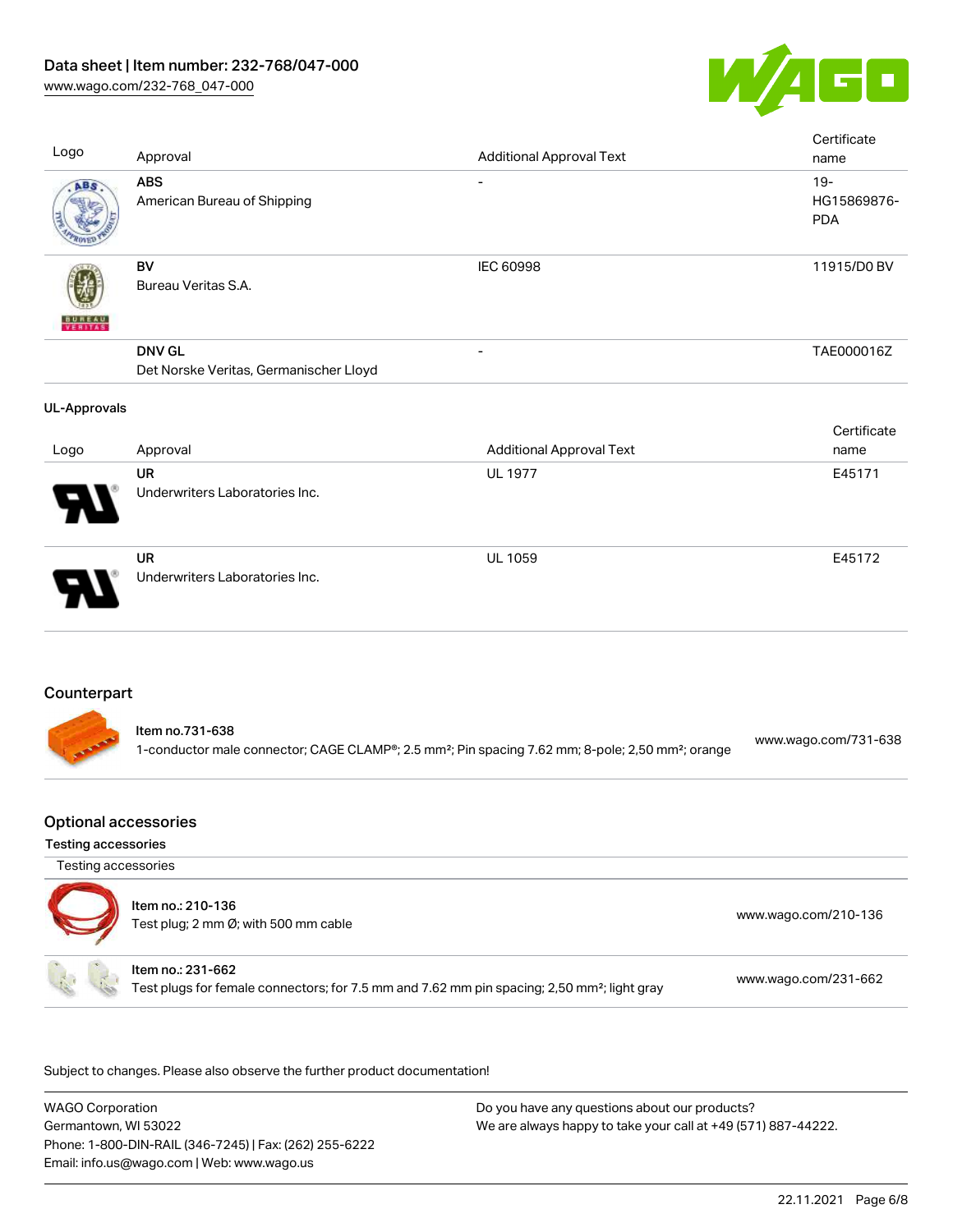| Logo | Approval | Additional Approval Text | Certificate name |
| --- | --- | --- | --- |
| | **ABS** American Bureau of Shipping | - | 19-HG15869876-PDA |
| | **BV** Bureau Veritas S.A. | IEC 60998 | 11915/D0 BV |
| | **DNV GL** Det Norske Veritas, Germanischer Lloyd | - | TAE000016Z |

**UL-Approvals**

| Logo | Approval | Additional Approval Text | Certificate name |
| --- | --- | --- | --- |
| | **UR** Underwriters Laboratories Inc. | UL 1977 | E45171 |
| | **UR** Underwriters Laboratories Inc. | UL 1059 | E45172 |

## Counterpart

| Item | Link |
| --- | --- |
| **Item no.731-638** 1-conductor male connector; CAGE CLAMP®; 2.5 mm²; Pin spacing 7.62 mm; 8-pole; 2,50 mm²; orange | www.wago.com/731-638 |

## Optional accessories

### Testing accessories

Testing accessories

| Item | Link |
| --- | --- |
| **Item no.: 210-136** Test plug; 2 mm Ø; with 500 mm cable | www.wago.com/210-136 |
| **Item no.: 231-662** Test plugs for female connectors; for 7.5 mm and 7.62 mm pin spacing; 2,50 mm²; light gray | www.wago.com/231-662 |

Subject to changes. Please also observe the further product documentation!

WAGO Corporation
Germantown, WI 53022
Phone: 1-800-DIN-RAIL (346-7245) | Fax: (262) 255-6222
Email: info.us@wago.com | Web: www.wago.us

Do you have any questions about our products?
We are always happy to take your call at +49 (571) 887-44222.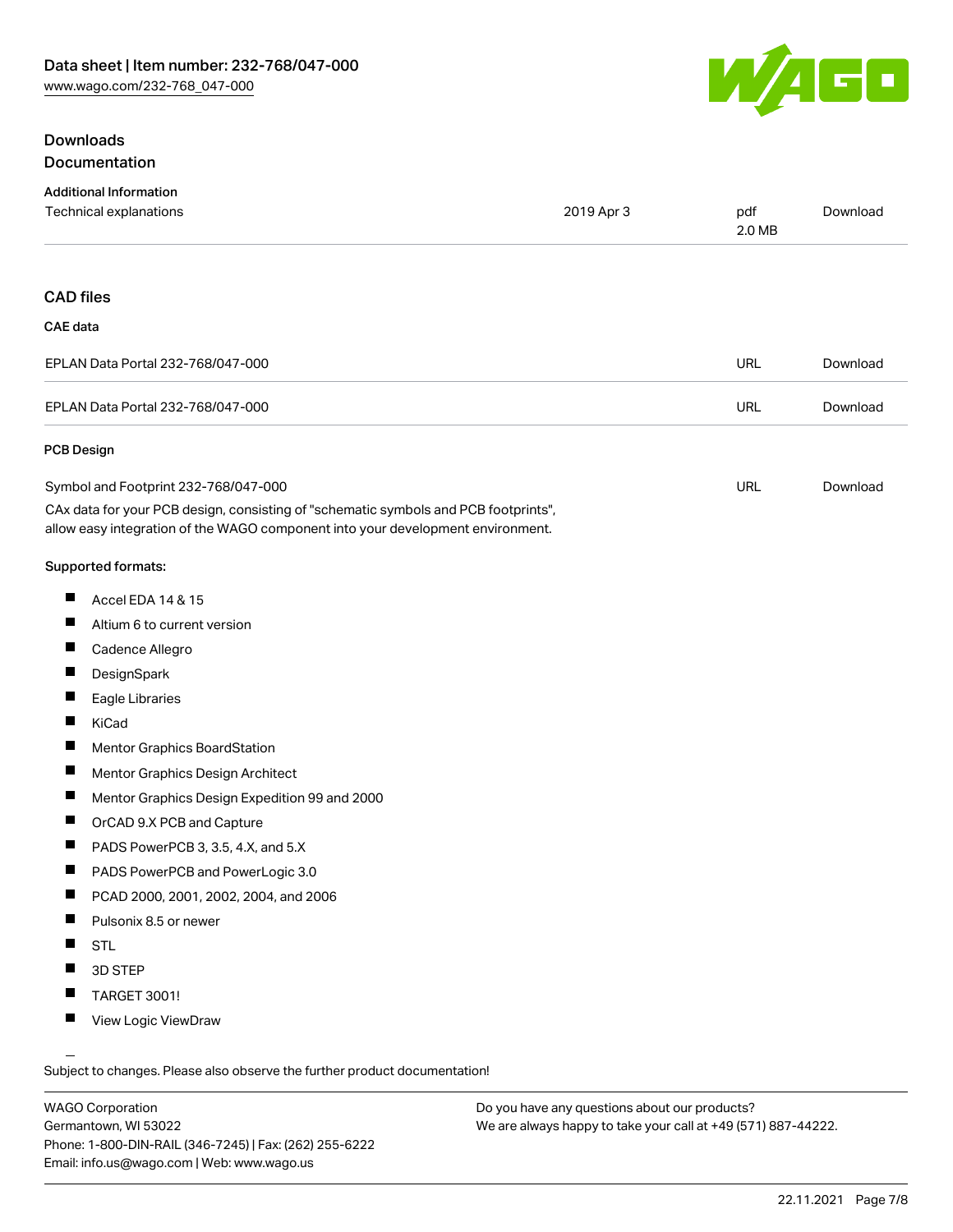## Downloads

### Documentation

#### Additional Information

| | | | |
|---|---|---|---|
| Technical explanations | 2019 Apr 3 | pdf 2.0 MB | Download |

### CAD files

#### CAE data

| | | |
|---|---|---|
| EPLAN Data Portal 232-768/047-000 | URL | Download |
| EPLAN Data Portal 232-768/047-000 | URL | Download |

#### PCB Design

| | | |
|---|---|---|
| Symbol and Footprint 232-768/047-000 | URL | Download |

CAx data for your PCB design, consisting of "schematic symbols and PCB footprints", allow easy integration of the WAGO component into your development environment.

Supported formats:

- Accel EDA 14 & 15
- Altium 6 to current version
- Cadence Allegro
- DesignSpark
- Eagle Libraries
- KiCad
- Mentor Graphics BoardStation
- Mentor Graphics Design Architect
- Mentor Graphics Design Expedition 99 and 2000
- OrCAD 9.X PCB and Capture
- PADS PowerPCB 3, 3.5, 4.X, and 5.X
- PADS PowerPCB and PowerLogic 3.0
- PCAD 2000, 2001, 2002, 2004, and 2006
- Pulsonix 8.5 or newer
- STL
- 3D STEP
- TARGET 3001!
- View Logic ViewDraw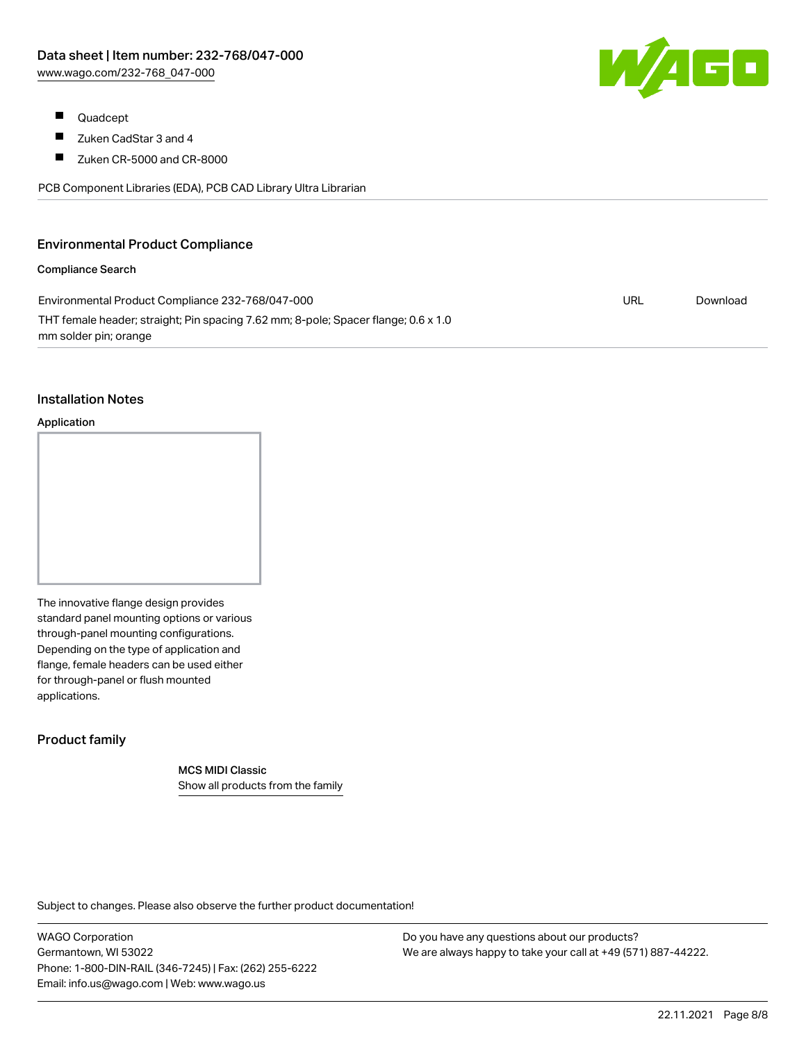- Quadcept
- Zuken CadStar 3 and 4
- Zuken CR-5000 and CR-8000

PCB Component Libraries (EDA), PCB CAD Library Ultra Librarian

## Environmental Product Compliance

### Compliance Search

| | | |
|---|---|---|
| Environmental Product Compliance 232-768/047-000<br>THT female header; straight; Pin spacing 7.62 mm; 8-pole; Spacer flange; 0.6 x 1.0 mm solder pin; orange | URL | Download |

## Installation Notes

### Application

The innovative flange design provides standard panel mounting options or various through-panel mounting configurations. Depending on the type of application and flange, female headers can be used either for through-panel or flush mounted applications.

## Product family

**MCS MIDI Classic**
Show all products from the family

Subject to changes. Please also observe the further product documentation!

WAGO Corporation
Germantown, WI 53022
Phone: 1-800-DIN-RAIL (346-7245) | Fax: (262) 255-6222
Email: info.us@wago.com | Web: www.wago.us

Do you have any questions about our products?
We are always happy to take your call at +49 (571) 887-44222.